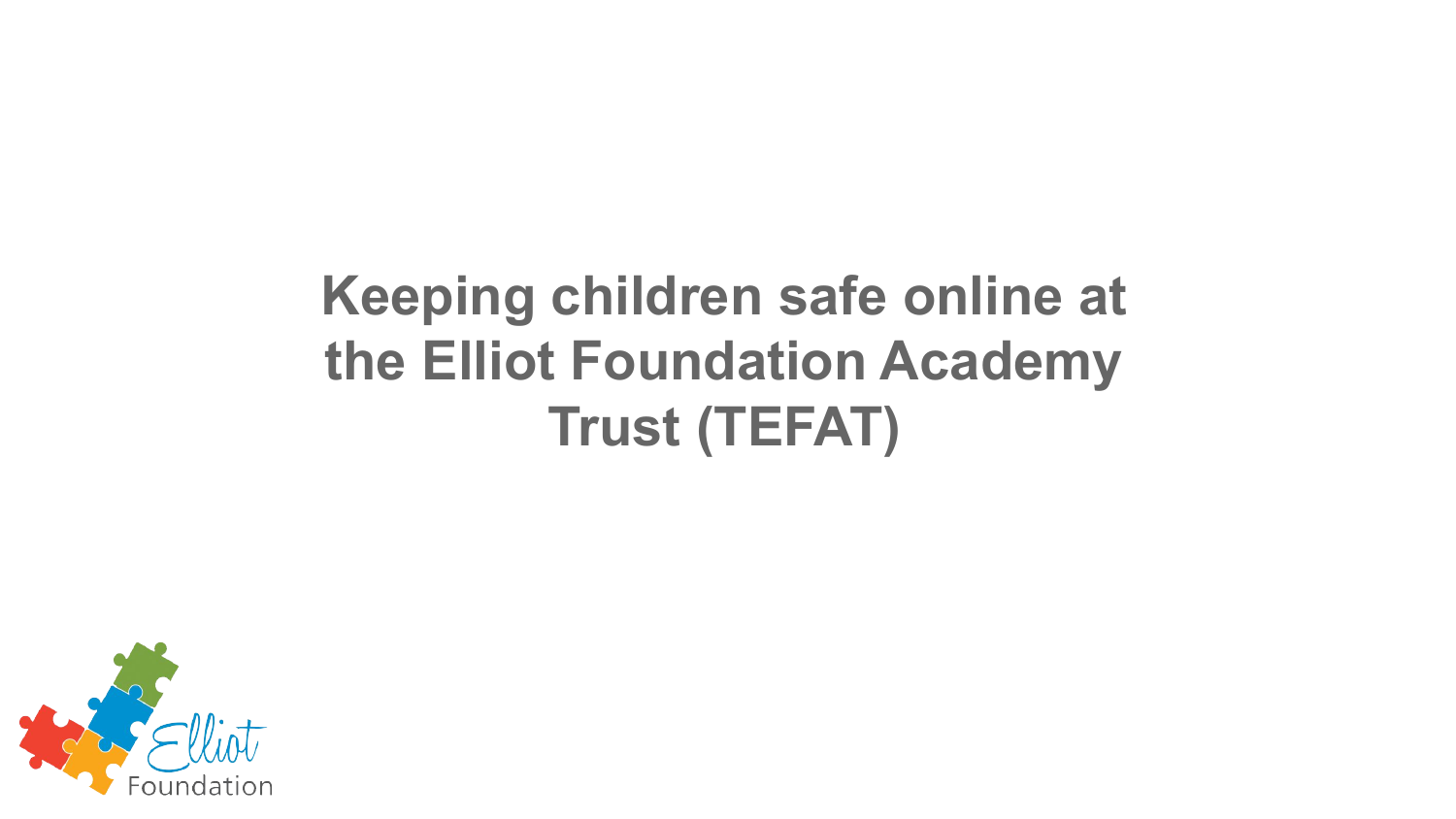# Keeping children safe online at the Elliot Foundation Academy Trust (TEFAT)

Elliot Foundation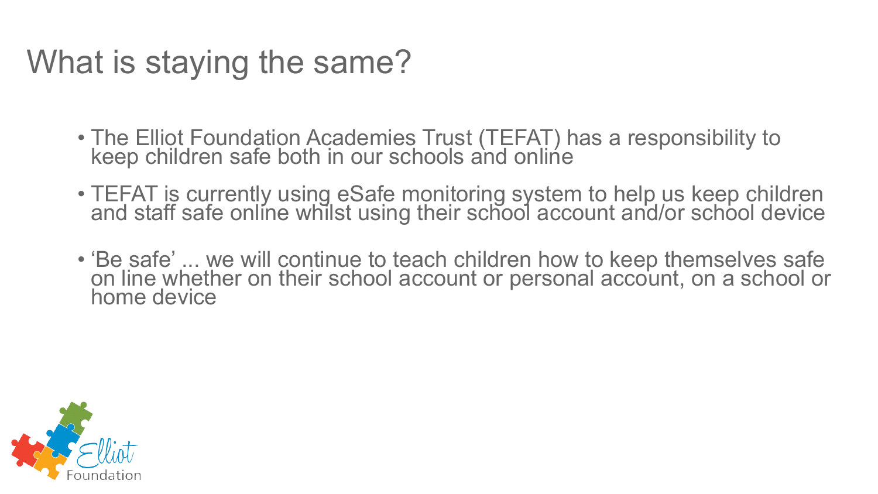# What is staying the same?

- The Elliot Foundation Academies Trust (TEFAT) has a responsibility to keep children safe both in our schools and online
- TEFAT is currently using eSafe monitoring system to help us keep children and staff safe online whilst using their school account and/or school device
- 'Be safe' ... we will continue to teach children how to keep themselves safe on line whether on their school account or personal account, on a school or home device

Elliot Foundation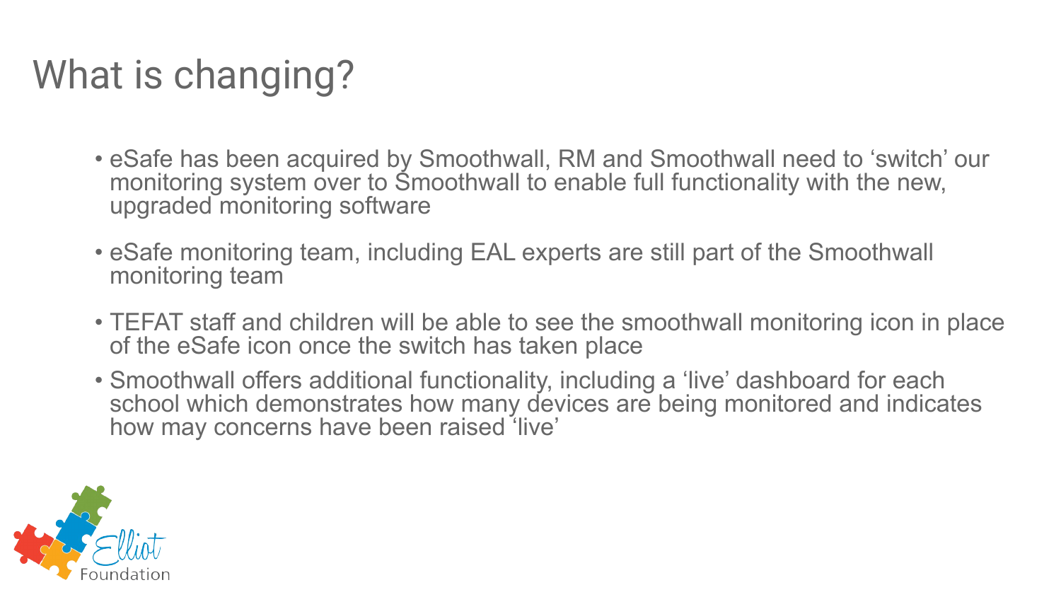# What is changing?

- eSafe has been acquired by Smoothwall, RM and Smoothwall need to 'switch' our monitoring system over to Smoothwall to enable full functionality with the new, upgraded monitoring software
- eSafe monitoring team, including EAL experts are still part of the Smoothwall monitoring team
- TEFAT staff and children will be able to see the smoothwall monitoring icon in place of the eSafe icon once the switch has taken place
- Smoothwall offers additional functionality, including a 'live' dashboard for each school which demonstrates how many devices are being monitored and indicates how may concerns have been raised 'live'

Elliot Foundation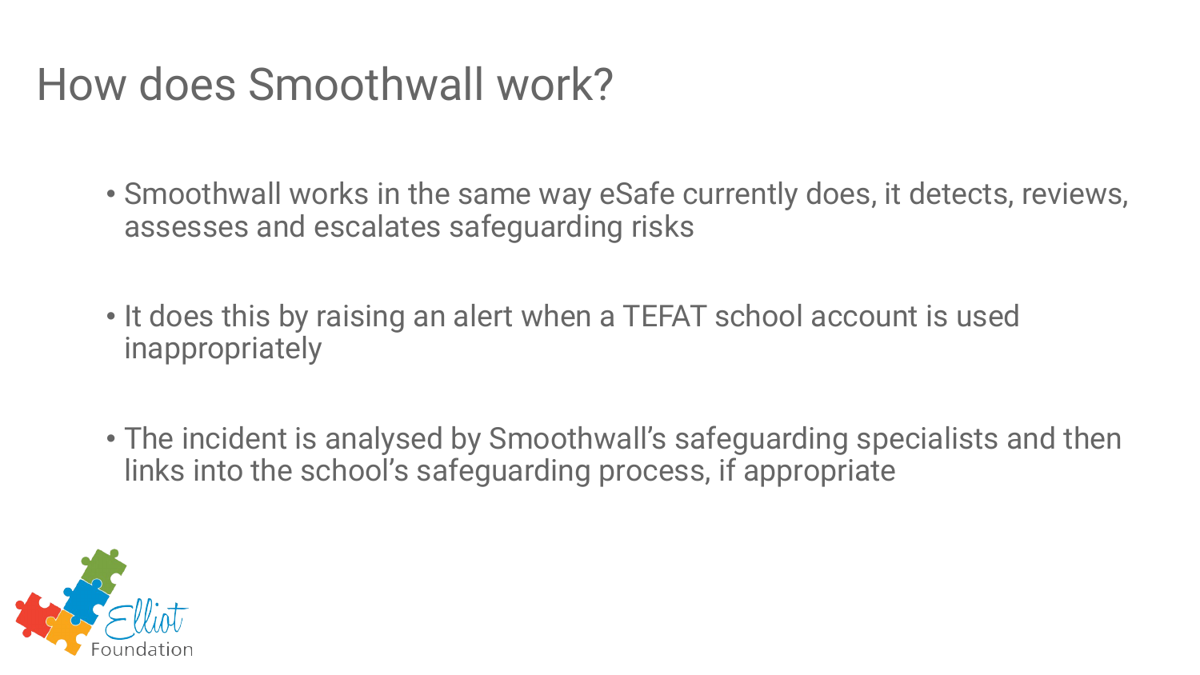# How does Smoothwall work?

- Smoothwall works in the same way eSafe currently does, it detects, reviews, assesses and escalates safeguarding risks
- It does this by raising an alert when a TEFAT school account is used inappropriately
- The incident is analysed by Smoothwall's safeguarding specialists and then links into the school's safeguarding process, if appropriate

Elliot Foundation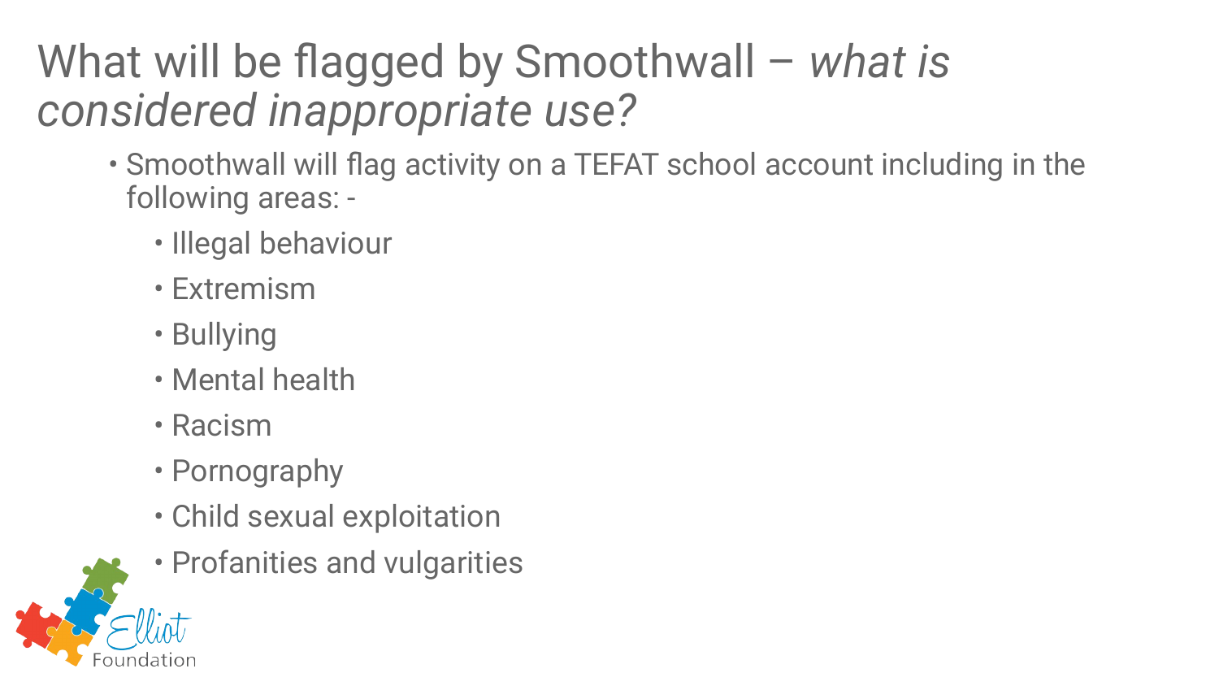# What will be flagged by Smoothwall – *what is considered inappropriate use?*

- Smoothwall will flag activity on a TEFAT school account including in the following areas: -
  - Illegal behaviour
  - Extremism
  - Bullying
  - Mental health
  - Racism
  - Pornography
  - Child sexual exploitation
  - Profanities and vulgarities

Elliot Foundation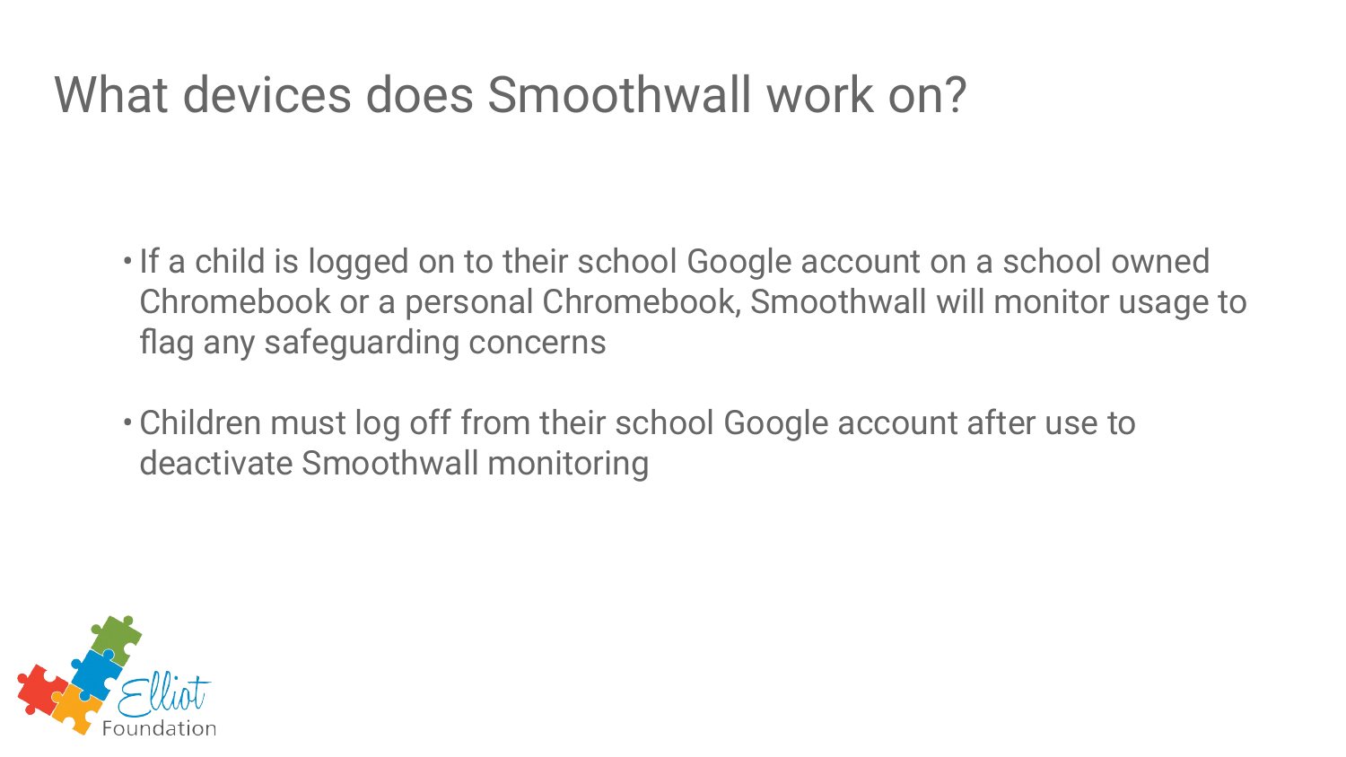# What devices does Smoothwall work on?

- If a child is logged on to their school Google account on a school owned Chromebook or a personal Chromebook, Smoothwall will monitor usage to flag any safeguarding concerns

- Children must log off from their school Google account after use to deactivate Smoothwall monitoring

Elliot Foundation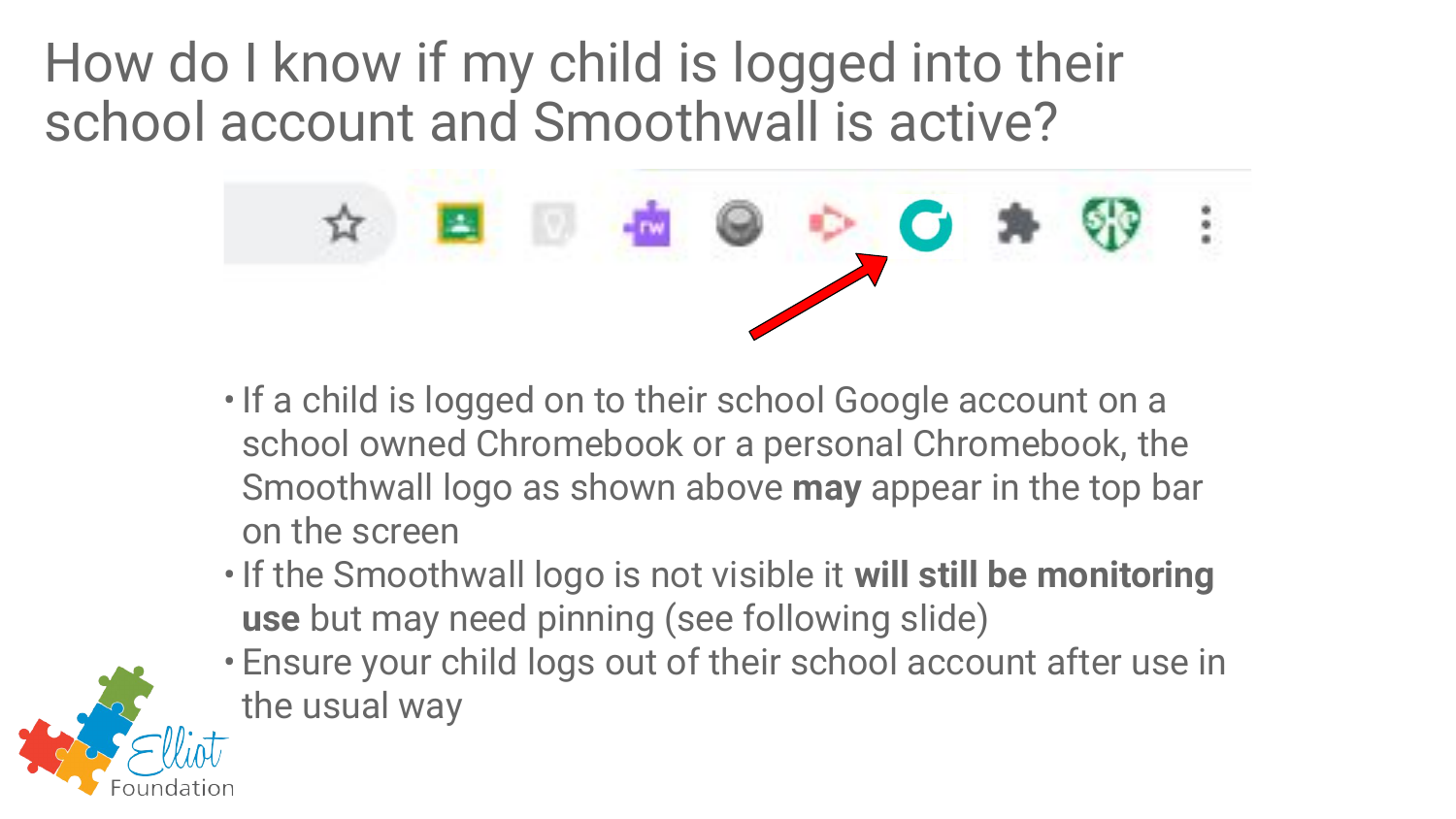# How do I know if my child is logged into their school account and Smoothwall is active?

- If a child is logged on to their school Google account on a school owned Chromebook or a personal Chromebook, the Smoothwall logo as shown above **may** appear in the top bar on the screen
- If the Smoothwall logo is not visible it **will still be monitoring use** but may need pinning (see following slide)
- Ensure your child logs out of their school account after use in the usual way

Elliot Foundation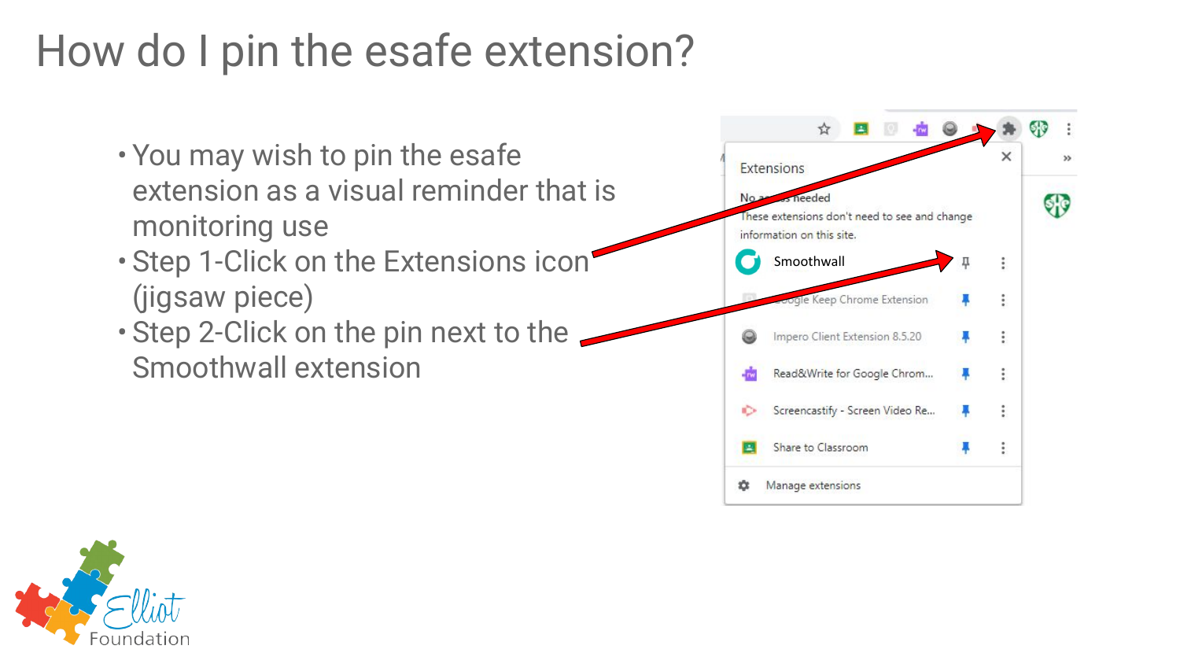# How do I pin the esafe extension?

- You may wish to pin the esafe extension as a visual reminder that is monitoring use
- Step 1-Click on the Extensions icon (jigsaw piece)
- Step 2-Click on the pin next to the Smoothwall extension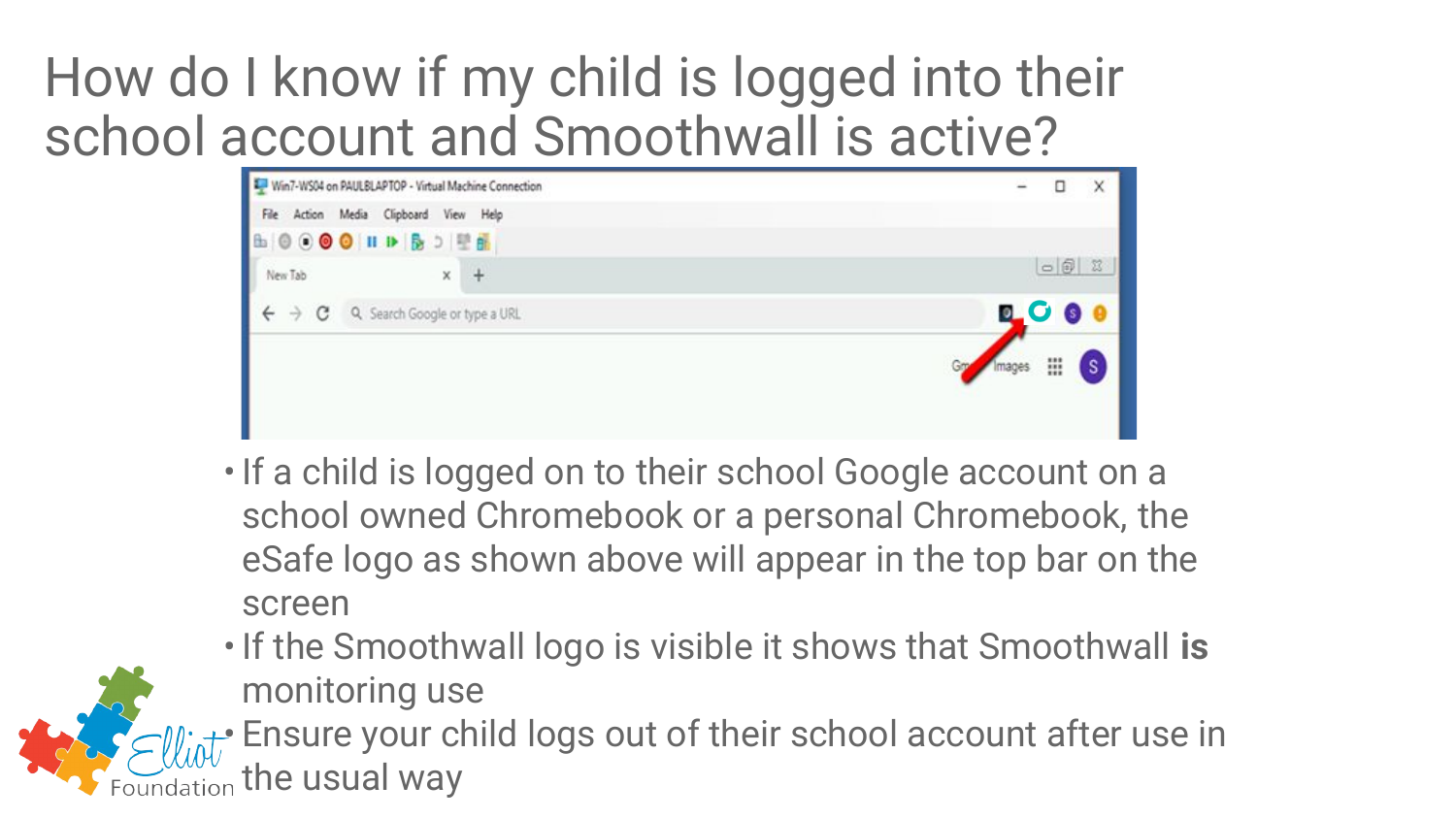# How do I know if my child is logged into their school account and Smoothwall is active?

- If a child is logged on to their school Google account on a school owned Chromebook or a personal Chromebook, the eSafe logo as shown above will appear in the top bar on the screen
- If the Smoothwall logo is visible it shows that Smoothwall **is** monitoring use
- Ensure your child logs out of their school account after use in the usual way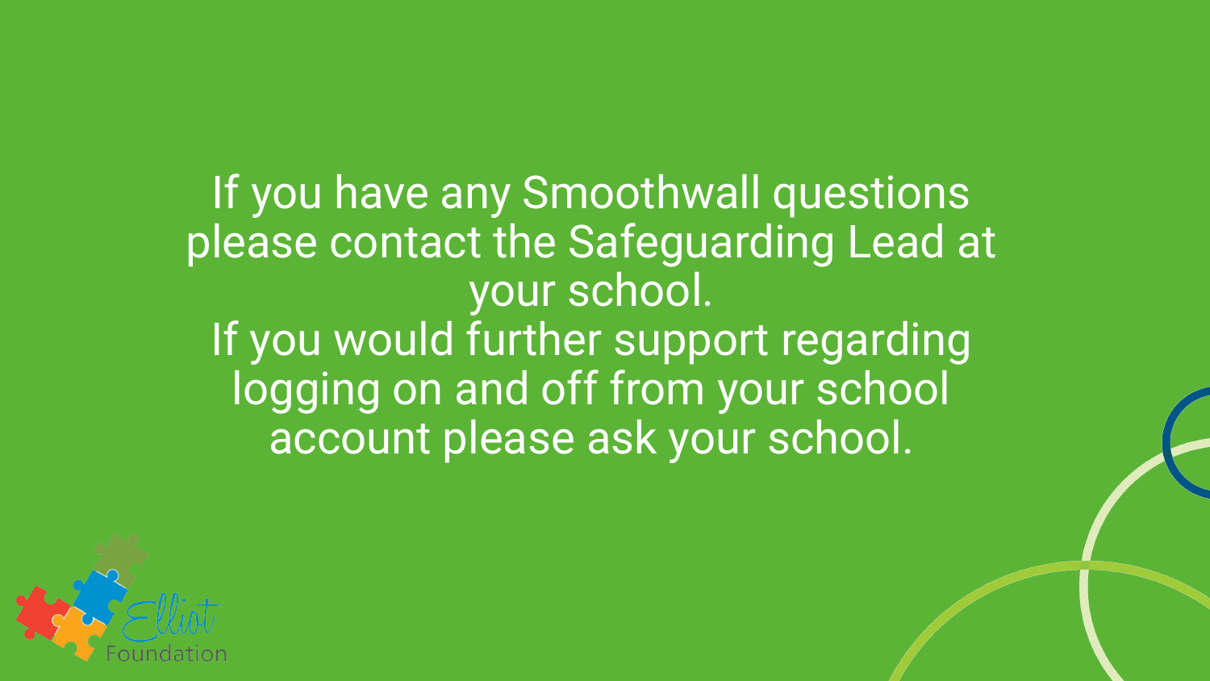If you have any Smoothwall questions please contact the Safeguarding Lead at your school.

If you would further support regarding logging on and off from your school account please ask your school.

Elliot Foundation